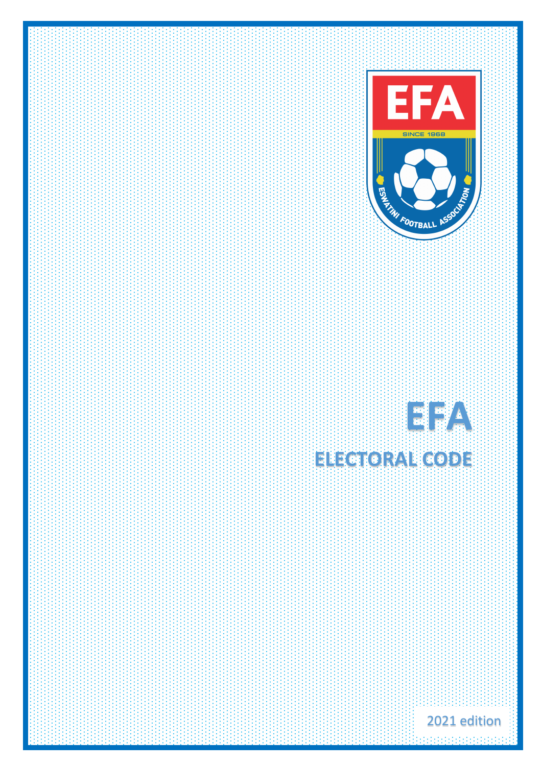# EFA

## ELECTORAL CODE

2021 edition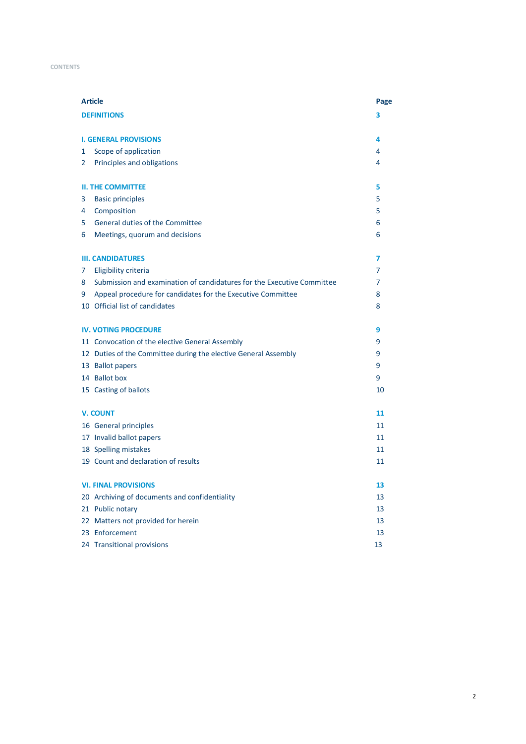CONTENTS

| Article | | Page |
|---|---|---|
| **DEFINITIONS** | | **3** |
| **I. GENERAL PROVISIONS** | | **4** |
| 1 | Scope of application | 4 |
| 2 | Principles and obligations | 4 |
| **II. THE COMMITTEE** | | **5** |
| 3 | Basic principles | 5 |
| 4 | Composition | 5 |
| 5 | General duties of the Committee | 6 |
| 6 | Meetings, quorum and decisions | 6 |
| **III. CANDIDATURES** | | **7** |
| 7 | Eligibility criteria | 7 |
| 8 | Submission and examination of candidatures for the Executive Committee | 7 |
| 9 | Appeal procedure for candidates for the Executive Committee | 8 |
| 10 | Official list of candidates | 8 |
| **IV. VOTING PROCEDURE** | | **9** |
| 11 | Convocation of the elective General Assembly | 9 |
| 12 | Duties of the Committee during the elective General Assembly | 9 |
| 13 | Ballot papers | 9 |
| 14 | Ballot box | 9 |
| 15 | Casting of ballots | 10 |
| **V. COUNT** | | **11** |
| 16 | General principles | 11 |
| 17 | Invalid ballot papers | 11 |
| 18 | Spelling mistakes | 11 |
| 19 | Count and declaration of results | 11 |
| **VI. FINAL PROVISIONS** | | **13** |
| 20 | Archiving of documents and confidentiality | 13 |
| 21 | Public notary | 13 |
| 22 | Matters not provided for herein | 13 |
| 23 | Enforcement | 13 |
| 24 | Transitional provisions | 13 |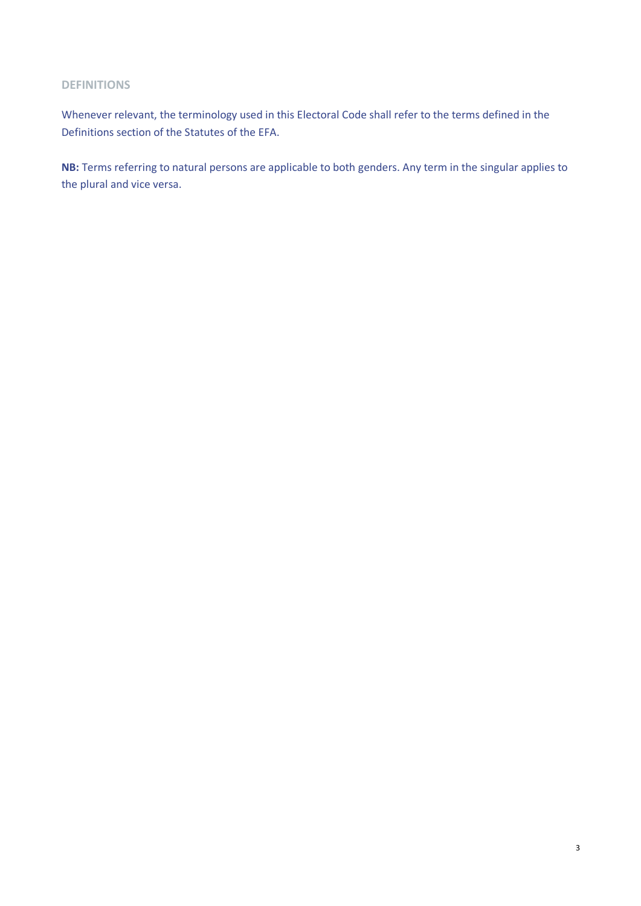## DEFINITIONS

Whenever relevant, the terminology used in this Electoral Code shall refer to the terms defined in the Definitions section of the Statutes of the EFA.

**NB:** Terms referring to natural persons are applicable to both genders. Any term in the singular applies to the plural and vice versa.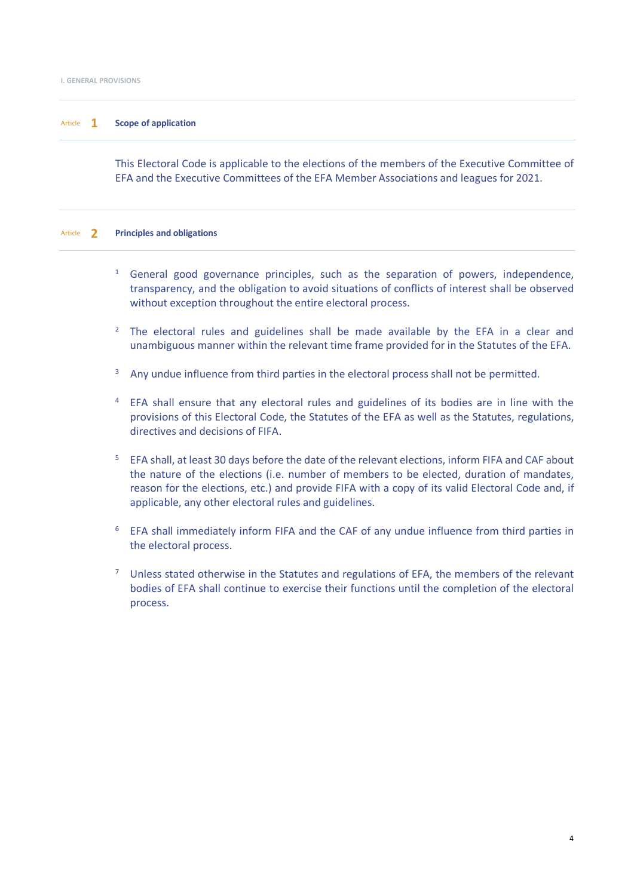# I. GENERAL PROVISIONS

## Article 1 Scope of application

This Electoral Code is applicable to the elections of the members of the Executive Committee of EFA and the Executive Committees of the EFA Member Associations and leagues for 2021.

## Article 2 Principles and obligations

1. General good governance principles, such as the separation of powers, independence, transparency, and the obligation to avoid situations of conflicts of interest shall be observed without exception throughout the entire electoral process.

2. The electoral rules and guidelines shall be made available by the EFA in a clear and unambiguous manner within the relevant time frame provided for in the Statutes of the EFA.

3. Any undue influence from third parties in the electoral process shall not be permitted.

4. EFA shall ensure that any electoral rules and guidelines of its bodies are in line with the provisions of this Electoral Code, the Statutes of the EFA as well as the Statutes, regulations, directives and decisions of FIFA.

5. EFA shall, at least 30 days before the date of the relevant elections, inform FIFA and CAF about the nature of the elections (i.e. number of members to be elected, duration of mandates, reason for the elections, etc.) and provide FIFA with a copy of its valid Electoral Code and, if applicable, any other electoral rules and guidelines.

6. EFA shall immediately inform FIFA and the CAF of any undue influence from third parties in the electoral process.

7. Unless stated otherwise in the Statutes and regulations of EFA, the members of the relevant bodies of EFA shall continue to exercise their functions until the completion of the electoral process.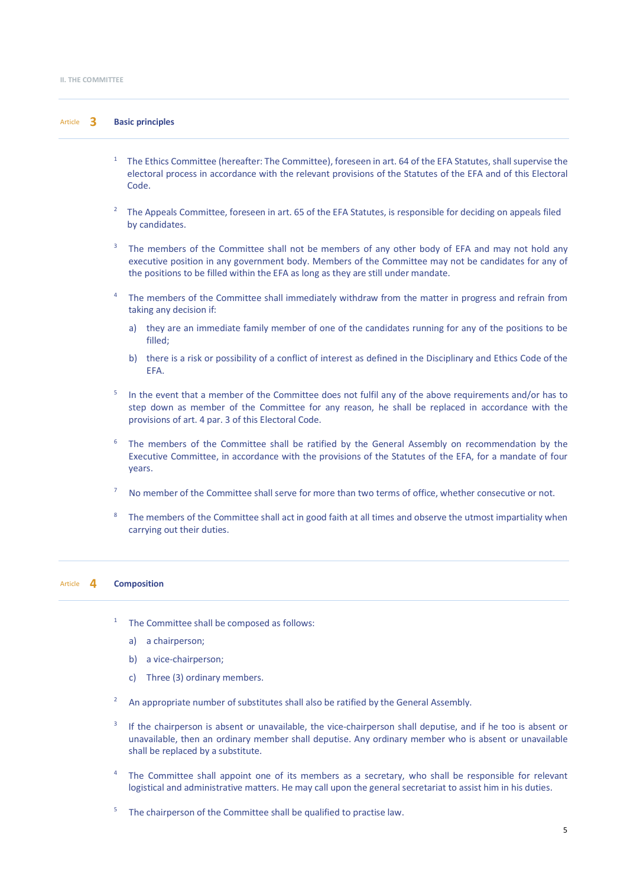## II. THE COMMITTEE

### Article 3 Basic principles

1 The Ethics Committee (hereafter: The Committee), foreseen in art. 64 of the EFA Statutes, shall supervise the electoral process in accordance with the relevant provisions of the Statutes of the EFA and of this Electoral Code.

2 The Appeals Committee, foreseen in art. 65 of the EFA Statutes, is responsible for deciding on appeals filed by candidates.

3 The members of the Committee shall not be members of any other body of EFA and may not hold any executive position in any government body. Members of the Committee may not be candidates for any of the positions to be filled within the EFA as long as they are still under mandate.

4 The members of the Committee shall immediately withdraw from the matter in progress and refrain from taking any decision if:

a) they are an immediate family member of one of the candidates running for any of the positions to be filled;

b) there is a risk or possibility of a conflict of interest as defined in the Disciplinary and Ethics Code of the EFA.

5 In the event that a member of the Committee does not fulfil any of the above requirements and/or has to step down as member of the Committee for any reason, he shall be replaced in accordance with the provisions of art. 4 par. 3 of this Electoral Code.

6 The members of the Committee shall be ratified by the General Assembly on recommendation by the Executive Committee, in accordance with the provisions of the Statutes of the EFA, for a mandate of four years.

7 No member of the Committee shall serve for more than two terms of office, whether consecutive or not.

8 The members of the Committee shall act in good faith at all times and observe the utmost impartiality when carrying out their duties.

### Article 4 Composition

1 The Committee shall be composed as follows:

a) a chairperson;

b) a vice-chairperson;

c) Three (3) ordinary members.

2 An appropriate number of substitutes shall also be ratified by the General Assembly.

3 If the chairperson is absent or unavailable, the vice-chairperson shall deputise, and if he too is absent or unavailable, then an ordinary member shall deputise. Any ordinary member who is absent or unavailable shall be replaced by a substitute.

4 The Committee shall appoint one of its members as a secretary, who shall be responsible for relevant logistical and administrative matters. He may call upon the general secretariat to assist him in his duties.

5 The chairperson of the Committee shall be qualified to practise law.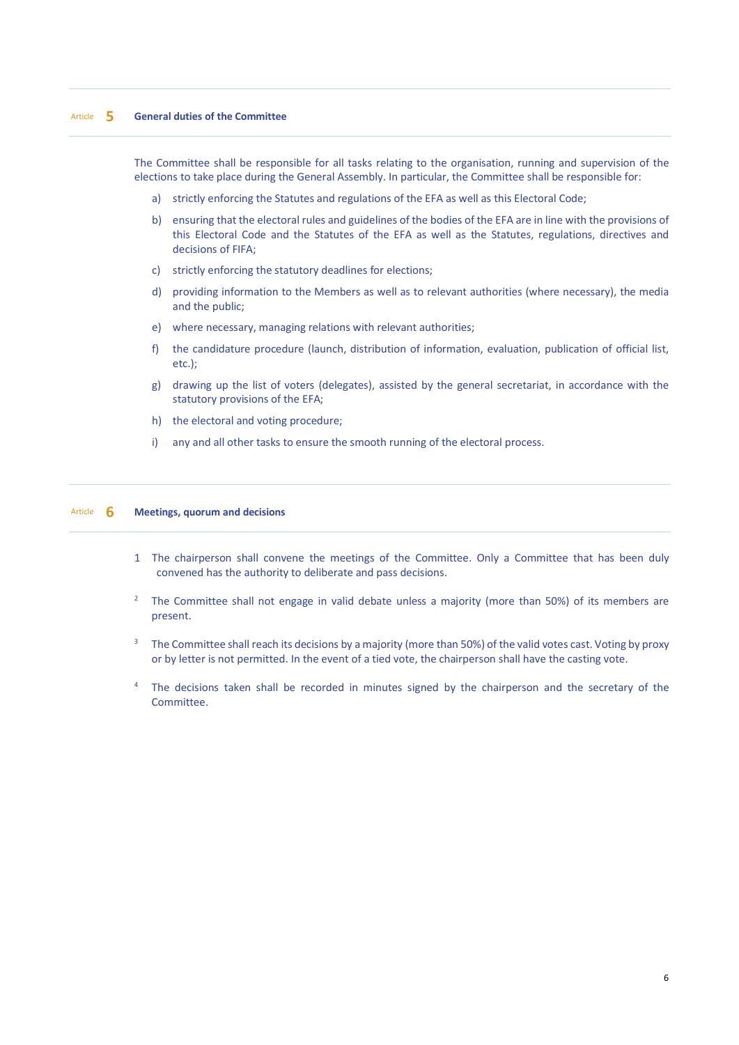## Article 5 General duties of the Committee

The Committee shall be responsible for all tasks relating to the organisation, running and supervision of the elections to take place during the General Assembly. In particular, the Committee shall be responsible for:

a) strictly enforcing the Statutes and regulations of the EFA as well as this Electoral Code;

b) ensuring that the electoral rules and guidelines of the bodies of the EFA are in line with the provisions of this Electoral Code and the Statutes of the EFA as well as the Statutes, regulations, directives and decisions of FIFA;

c) strictly enforcing the statutory deadlines for elections;

d) providing information to the Members as well as to relevant authorities (where necessary), the media and the public;

e) where necessary, managing relations with relevant authorities;

f) the candidature procedure (launch, distribution of information, evaluation, publication of official list, etc.);

g) drawing up the list of voters (delegates), assisted by the general secretariat, in accordance with the statutory provisions of the EFA;

h) the electoral and voting procedure;

i) any and all other tasks to ensure the smooth running of the electoral process.

## Article 6 Meetings, quorum and decisions

1 The chairperson shall convene the meetings of the Committee. Only a Committee that has been duly convened has the authority to deliberate and pass decisions.

2 The Committee shall not engage in valid debate unless a majority (more than 50%) of its members are present.

3 The Committee shall reach its decisions by a majority (more than 50%) of the valid votes cast. Voting by proxy or by letter is not permitted. In the event of a tied vote, the chairperson shall have the casting vote.

4 The decisions taken shall be recorded in minutes signed by the chairperson and the secretary of the Committee.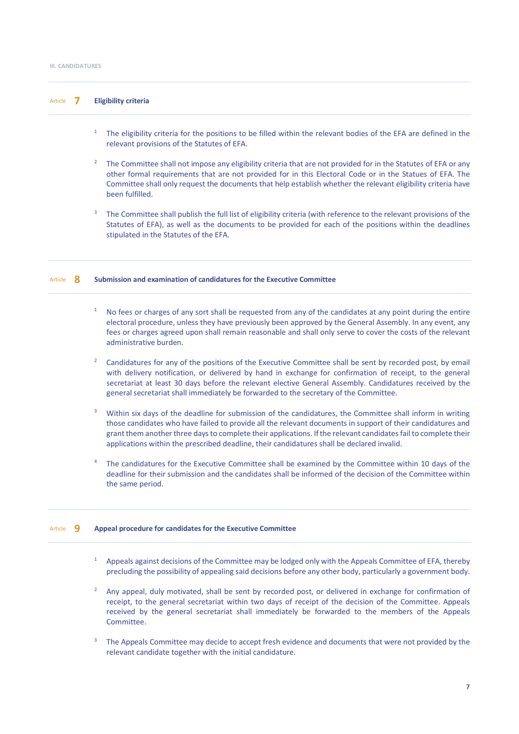## III. CANDIDATURES

### Article 7 Eligibility criteria

1. The eligibility criteria for the positions to be filled within the relevant bodies of the EFA are defined in the relevant provisions of the Statutes of EFA.

2. The Committee shall not impose any eligibility criteria that are not provided for in the Statutes of EFA or any other formal requirements that are not provided for in this Electoral Code or in the Statues of EFA. The Committee shall only request the documents that help establish whether the relevant eligibility criteria have been fulfilled.

3. The Committee shall publish the full list of eligibility criteria (with reference to the relevant provisions of the Statutes of EFA), as well as the documents to be provided for each of the positions within the deadlines stipulated in the Statutes of the EFA.

### Article 8 Submission and examination of candidatures for the Executive Committee

1. No fees or charges of any sort shall be requested from any of the candidates at any point during the entire electoral procedure, unless they have previously been approved by the General Assembly. In any event, any fees or charges agreed upon shall remain reasonable and shall only serve to cover the costs of the relevant administrative burden.

2. Candidatures for any of the positions of the Executive Committee shall be sent by recorded post, by email with delivery notification, or delivered by hand in exchange for confirmation of receipt, to the general secretariat at least 30 days before the relevant elective General Assembly. Candidatures received by the general secretariat shall immediately be forwarded to the secretary of the Committee.

3. Within six days of the deadline for submission of the candidatures, the Committee shall inform in writing those candidates who have failed to provide all the relevant documents in support of their candidatures and grant them another three days to complete their applications. If the relevant candidates fail to complete their applications within the prescribed deadline, their candidatures shall be declared invalid.

4. The candidatures for the Executive Committee shall be examined by the Committee within 10 days of the deadline for their submission and the candidates shall be informed of the decision of the Committee within the same period.

### Article 9 Appeal procedure for candidates for the Executive Committee

1. Appeals against decisions of the Committee may be lodged only with the Appeals Committee of EFA, thereby precluding the possibility of appealing said decisions before any other body, particularly a government body.

2. Any appeal, duly motivated, shall be sent by recorded post, or delivered in exchange for confirmation of receipt, to the general secretariat within two days of receipt of the decision of the Committee. Appeals received by the general secretariat shall immediately be forwarded to the members of the Appeals Committee.

3. The Appeals Committee may decide to accept fresh evidence and documents that were not provided by the relevant candidate together with the initial candidature.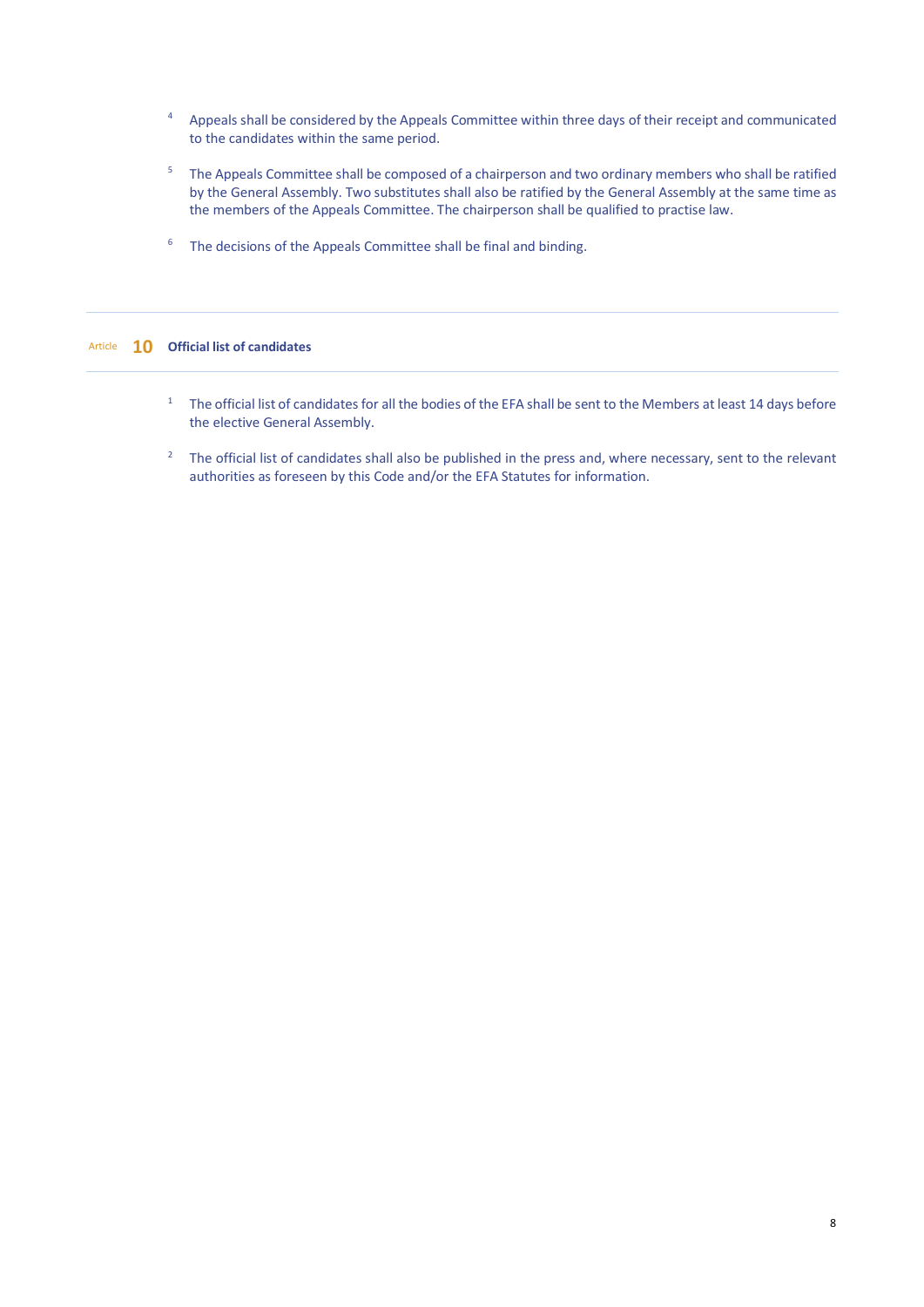4 Appeals shall be considered by the Appeals Committee within three days of their receipt and communicated to the candidates within the same period.

5 The Appeals Committee shall be composed of a chairperson and two ordinary members who shall be ratified by the General Assembly. Two substitutes shall also be ratified by the General Assembly at the same time as the members of the Appeals Committee. The chairperson shall be qualified to practise law.

6 The decisions of the Appeals Committee shall be final and binding.

## Article 10 Official list of candidates

1 The official list of candidates for all the bodies of the EFA shall be sent to the Members at least 14 days before the elective General Assembly.

2 The official list of candidates shall also be published in the press and, where necessary, sent to the relevant authorities as foreseen by this Code and/or the EFA Statutes for information.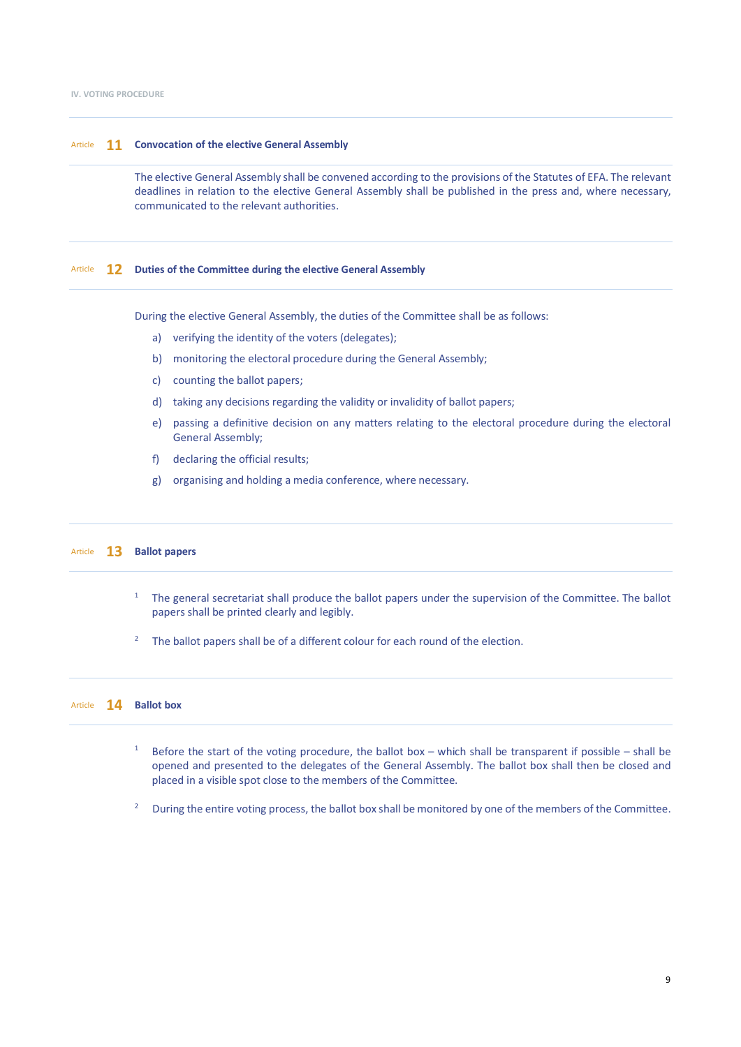## IV. VOTING PROCEDURE

### Article 11 Convocation of the elective General Assembly

The elective General Assembly shall be convened according to the provisions of the Statutes of EFA. The relevant deadlines in relation to the elective General Assembly shall be published in the press and, where necessary, communicated to the relevant authorities.

### Article 12 Duties of the Committee during the elective General Assembly

During the elective General Assembly, the duties of the Committee shall be as follows:

a) verifying the identity of the voters (delegates);

b) monitoring the electoral procedure during the General Assembly;

c) counting the ballot papers;

d) taking any decisions regarding the validity or invalidity of ballot papers;

e) passing a definitive decision on any matters relating to the electoral procedure during the electoral General Assembly;

f) declaring the official results;

g) organising and holding a media conference, where necessary.

### Article 13 Ballot papers

1. The general secretariat shall produce the ballot papers under the supervision of the Committee. The ballot papers shall be printed clearly and legibly.

2. The ballot papers shall be of a different colour for each round of the election.

### Article 14 Ballot box

1. Before the start of the voting procedure, the ballot box – which shall be transparent if possible – shall be opened and presented to the delegates of the General Assembly. The ballot box shall then be closed and placed in a visible spot close to the members of the Committee.

2. During the entire voting process, the ballot box shall be monitored by one of the members of the Committee.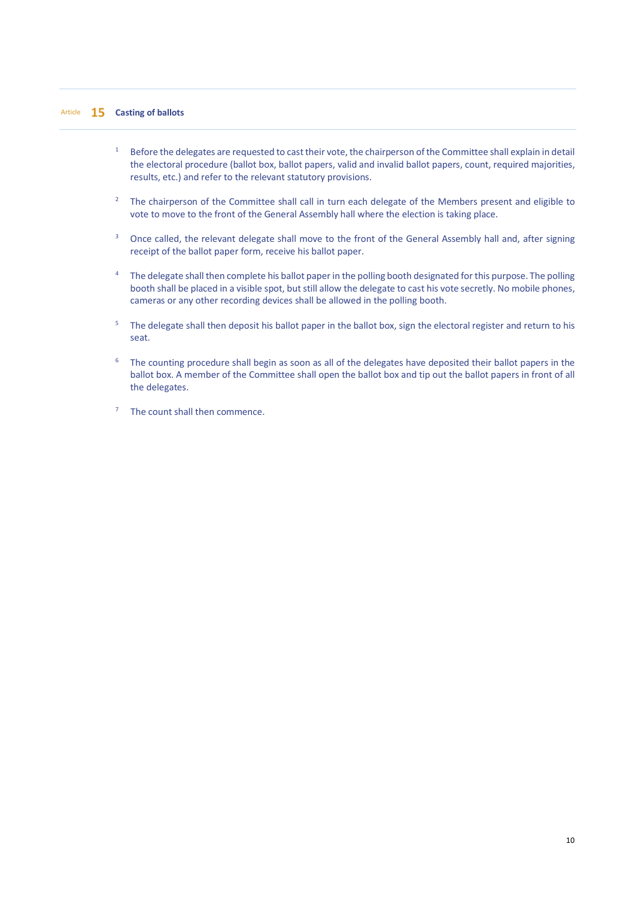## Article 15 Casting of ballots

1. Before the delegates are requested to cast their vote, the chairperson of the Committee shall explain in detail the electoral procedure (ballot box, ballot papers, valid and invalid ballot papers, count, required majorities, results, etc.) and refer to the relevant statutory provisions.

2. The chairperson of the Committee shall call in turn each delegate of the Members present and eligible to vote to move to the front of the General Assembly hall where the election is taking place.

3. Once called, the relevant delegate shall move to the front of the General Assembly hall and, after signing receipt of the ballot paper form, receive his ballot paper.

4. The delegate shall then complete his ballot paper in the polling booth designated for this purpose. The polling booth shall be placed in a visible spot, but still allow the delegate to cast his vote secretly. No mobile phones, cameras or any other recording devices shall be allowed in the polling booth.

5. The delegate shall then deposit his ballot paper in the ballot box, sign the electoral register and return to his seat.

6. The counting procedure shall begin as soon as all of the delegates have deposited their ballot papers in the ballot box. A member of the Committee shall open the ballot box and tip out the ballot papers in front of all the delegates.

7. The count shall then commence.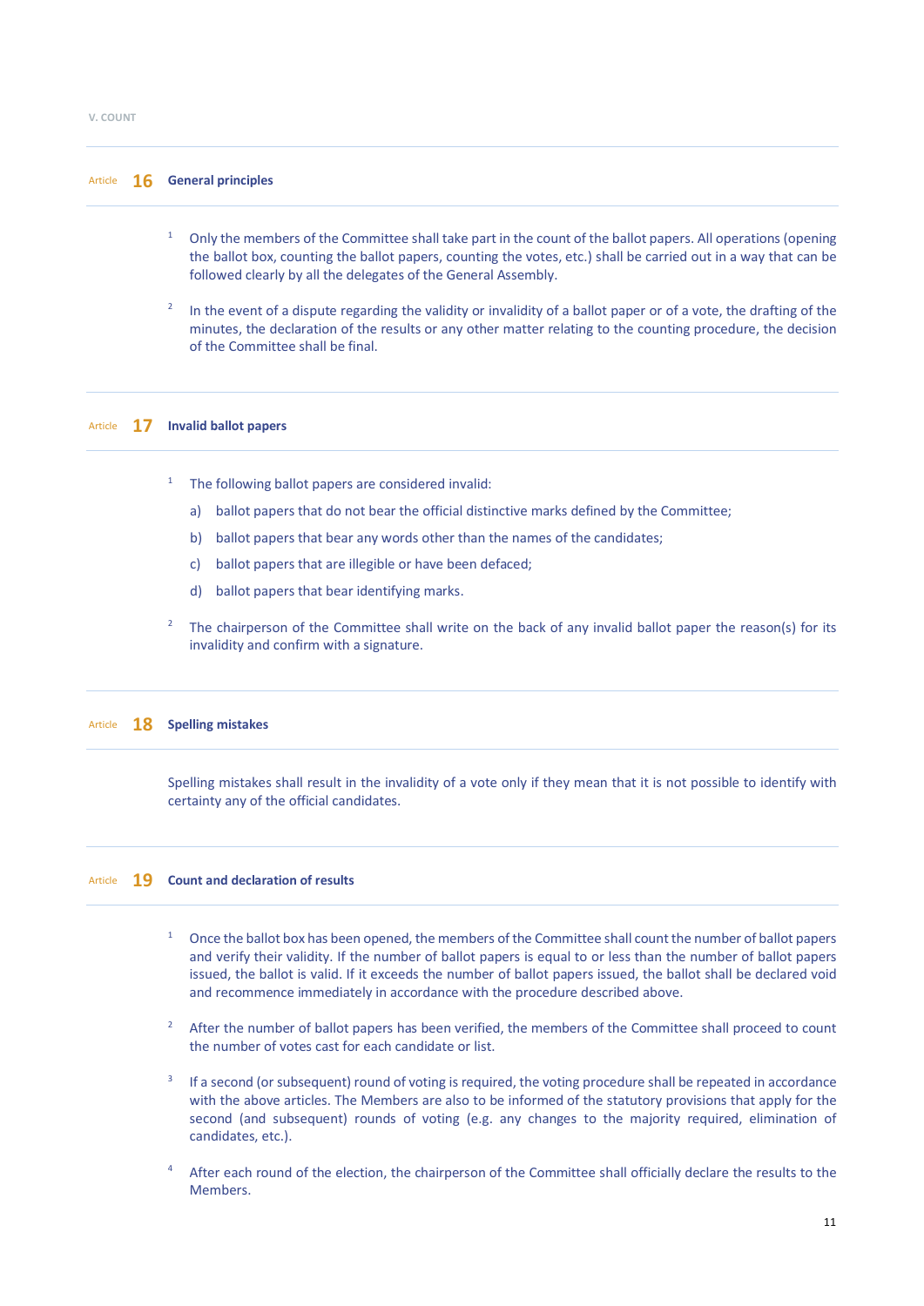## V. COUNT

### Article 16 General principles

1 Only the members of the Committee shall take part in the count of the ballot papers. All operations (opening the ballot box, counting the ballot papers, counting the votes, etc.) shall be carried out in a way that can be followed clearly by all the delegates of the General Assembly.

2 In the event of a dispute regarding the validity or invalidity of a ballot paper or of a vote, the drafting of the minutes, the declaration of the results or any other matter relating to the counting procedure, the decision of the Committee shall be final.

### Article 17 Invalid ballot papers

1 The following ballot papers are considered invalid:

a) ballot papers that do not bear the official distinctive marks defined by the Committee;

b) ballot papers that bear any words other than the names of the candidates;

c) ballot papers that are illegible or have been defaced;

d) ballot papers that bear identifying marks.

2 The chairperson of the Committee shall write on the back of any invalid ballot paper the reason(s) for its invalidity and confirm with a signature.

### Article 18 Spelling mistakes

Spelling mistakes shall result in the invalidity of a vote only if they mean that it is not possible to identify with certainty any of the official candidates.

### Article 19 Count and declaration of results

1 Once the ballot box has been opened, the members of the Committee shall count the number of ballot papers and verify their validity. If the number of ballot papers is equal to or less than the number of ballot papers issued, the ballot is valid. If it exceeds the number of ballot papers issued, the ballot shall be declared void and recommence immediately in accordance with the procedure described above.

2 After the number of ballot papers has been verified, the members of the Committee shall proceed to count the number of votes cast for each candidate or list.

3 If a second (or subsequent) round of voting is required, the voting procedure shall be repeated in accordance with the above articles. The Members are also to be informed of the statutory provisions that apply for the second (and subsequent) rounds of voting (e.g. any changes to the majority required, elimination of candidates, etc.).

4 After each round of the election, the chairperson of the Committee shall officially declare the results to the Members.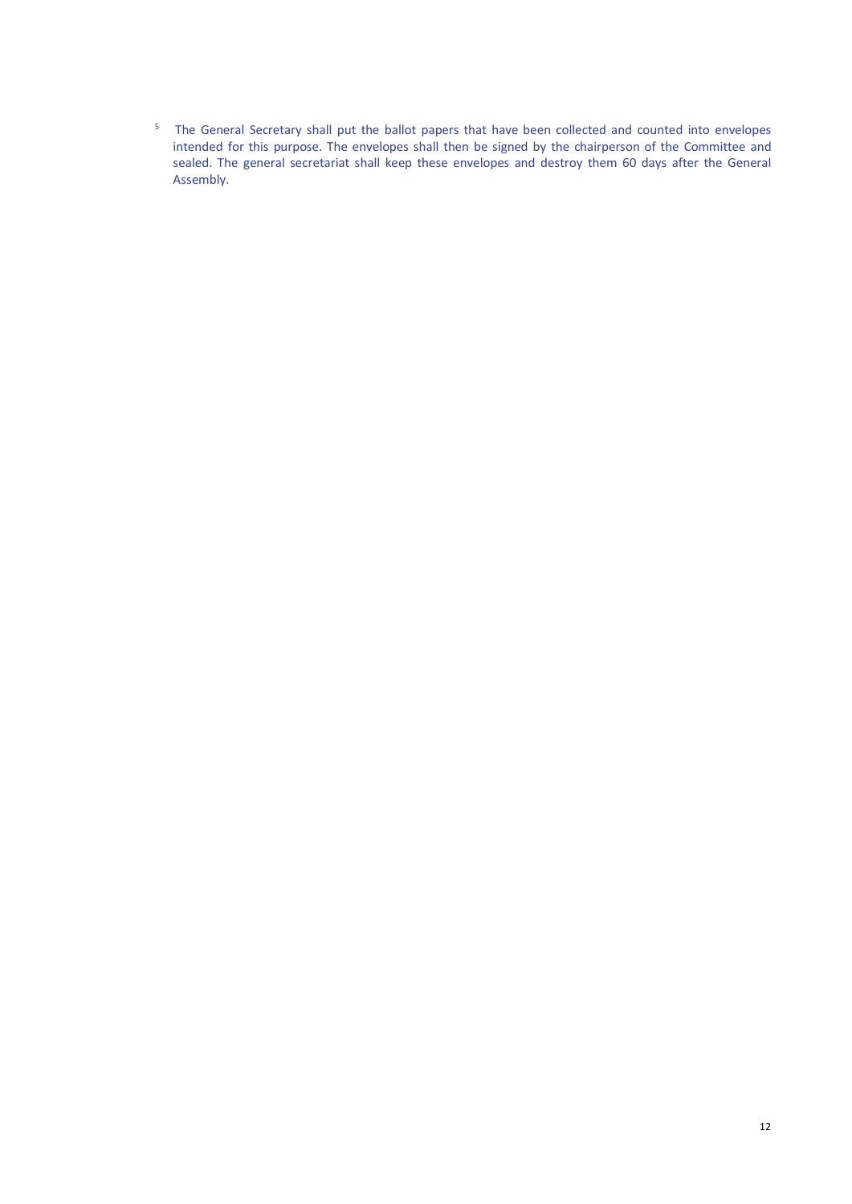5 The General Secretary shall put the ballot papers that have been collected and counted into envelopes intended for this purpose. The envelopes shall then be signed by the chairperson of the Committee and sealed. The general secretariat shall keep these envelopes and destroy them 60 days after the General Assembly.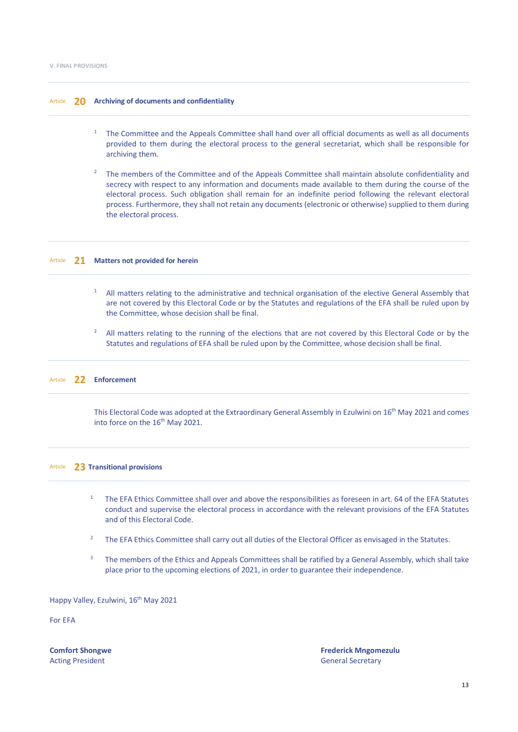V. FINAL PROVISIONS

## Article 20 Archiving of documents and confidentiality

1. The Committee and the Appeals Committee shall hand over all official documents as well as all documents provided to them during the electoral process to the general secretariat, which shall be responsible for archiving them.

2. The members of the Committee and of the Appeals Committee shall maintain absolute confidentiality and secrecy with respect to any information and documents made available to them during the course of the electoral process. Such obligation shall remain for an indefinite period following the relevant electoral process. Furthermore, they shall not retain any documents (electronic or otherwise) supplied to them during the electoral process.

## Article 21 Matters not provided for herein

1. All matters relating to the administrative and technical organisation of the elective General Assembly that are not covered by this Electoral Code or by the Statutes and regulations of the EFA shall be ruled upon by the Committee, whose decision shall be final.

2. All matters relating to the running of the elections that are not covered by this Electoral Code or by the Statutes and regulations of EFA shall be ruled upon by the Committee, whose decision shall be final.

## Article 22 Enforcement

This Electoral Code was adopted at the Extraordinary General Assembly in Ezulwini on 16th May 2021 and comes into force on the 16th May 2021.

## Article 23 Transitional provisions

1. The EFA Ethics Committee shall over and above the responsibilities as foreseen in art. 64 of the EFA Statutes conduct and supervise the electoral process in accordance with the relevant provisions of the EFA Statutes and of this Electoral Code.

2. The EFA Ethics Committee shall carry out all duties of the Electoral Officer as envisaged in the Statutes.

3. The members of the Ethics and Appeals Committees shall be ratified by a General Assembly, which shall take place prior to the upcoming elections of 2021, in order to guarantee their independence.

Happy Valley, Ezulwini, 16th May 2021

For EFA

**Comfort Shongwe**
Acting President

**Frederick Mngomezulu**
General Secretary